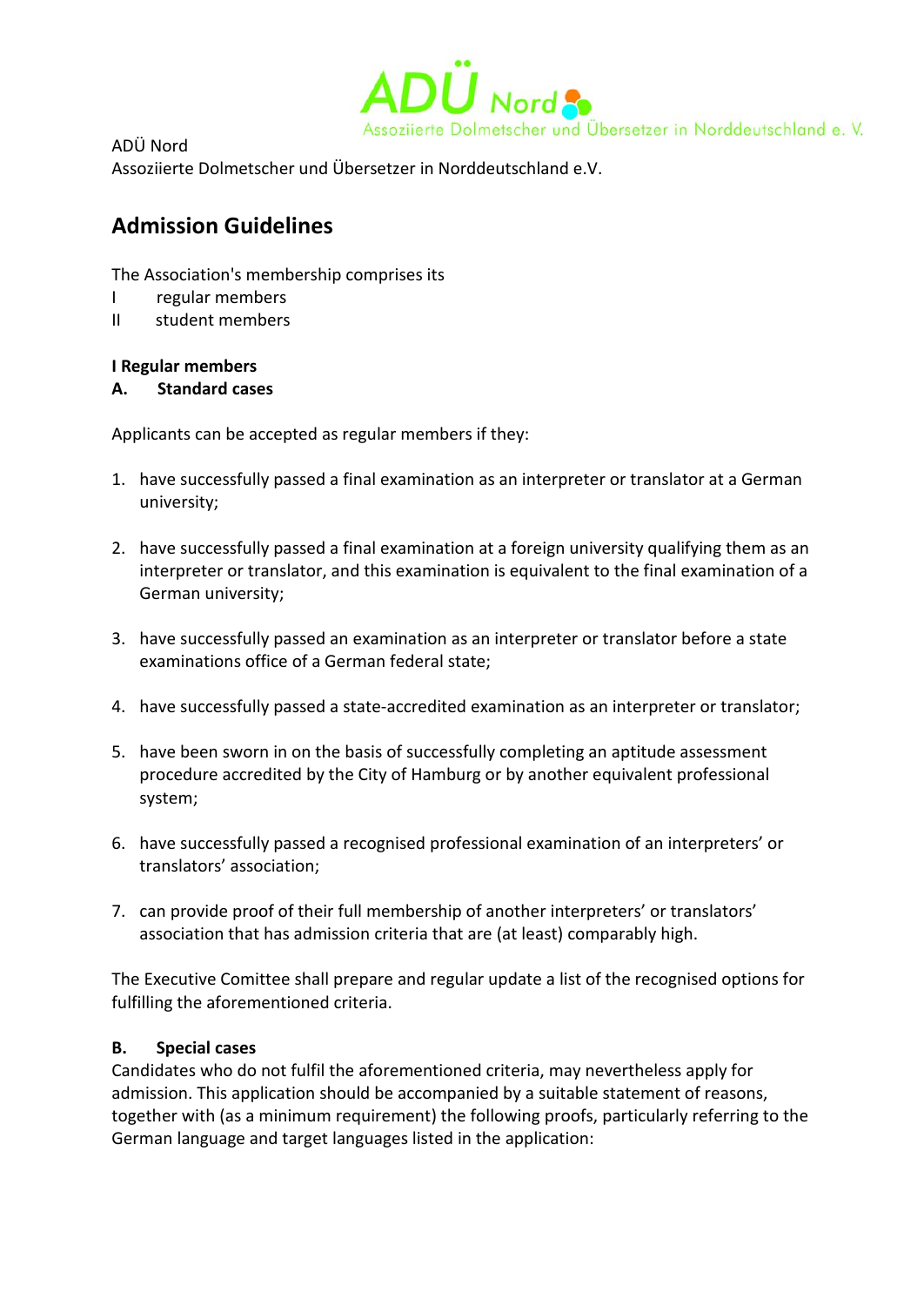ADÜ Nord
Assoziierte Dolmetscher und Übersetzer in Norddeutschland e.V.

# Admission Guidelines

The Association's membership comprises its

I regular members
II student members

## I Regular members

### A. Standard cases

Applicants can be accepted as regular members if they:

1. have successfully passed a final examination as an interpreter or translator at a German university;

2. have successfully passed a final examination at a foreign university qualifying them as an interpreter or translator, and this examination is equivalent to the final examination of a German university;

3. have successfully passed an examination as an interpreter or translator before a state examinations office of a German federal state;

4. have successfully passed a state-accredited examination as an interpreter or translator;

5. have been sworn in on the basis of successfully completing an aptitude assessment procedure accredited by the City of Hamburg or by another equivalent professional system;

6. have successfully passed a recognised professional examination of an interpreters' or translators' association;

7. can provide proof of their full membership of another interpreters' or translators' association that has admission criteria that are (at least) comparably high.

The Executive Comittee shall prepare and regular update a list of the recognised options for fulfilling the aforementioned criteria.

### B. Special cases

Candidates who do not fulfil the aforementioned criteria, may nevertheless apply for admission. This application should be accompanied by a suitable statement of reasons, together with (as a minimum requirement) the following proofs, particularly referring to the German language and target languages listed in the application: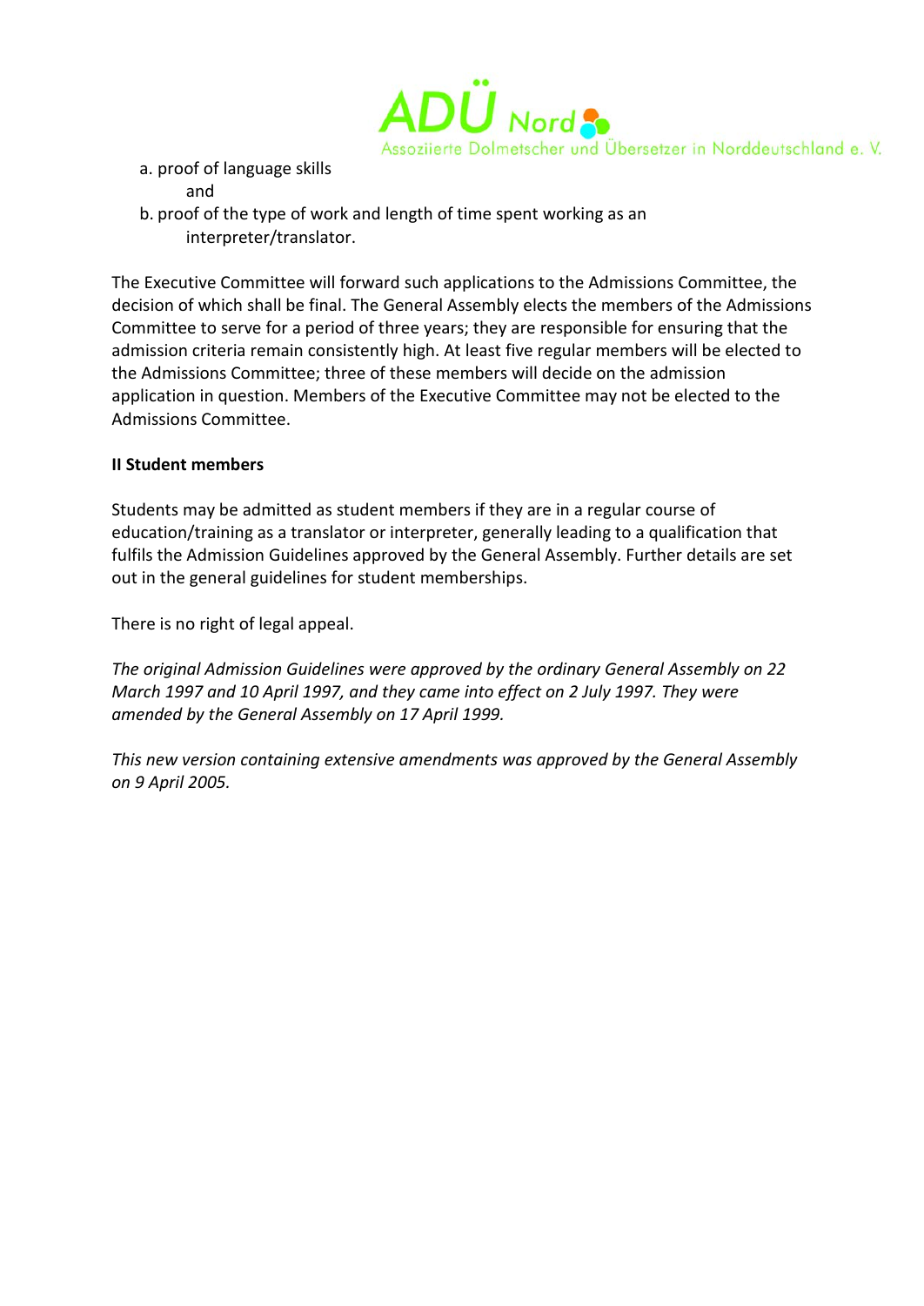a. proof of language skills
   and
b. proof of the type of work and length of time spent working as an interpreter/translator.

The Executive Committee will forward such applications to the Admissions Committee, the decision of which shall be final. The General Assembly elects the members of the Admissions Committee to serve for a period of three years; they are responsible for ensuring that the admission criteria remain consistently high. At least five regular members will be elected to the Admissions Committee; three of these members will decide on the admission application in question. Members of the Executive Committee may not be elected to the Admissions Committee.

**II Student members**

Students may be admitted as student members if they are in a regular course of education/training as a translator or interpreter, generally leading to a qualification that fulfils the Admission Guidelines approved by the General Assembly. Further details are set out in the general guidelines for student memberships.

There is no right of legal appeal.

*The original Admission Guidelines were approved by the ordinary General Assembly on 22 March 1997 and 10 April 1997, and they came into effect on 2 July 1997. They were amended by the General Assembly on 17 April 1999.*

*This new version containing extensive amendments was approved by the General Assembly on 9 April 2005.*